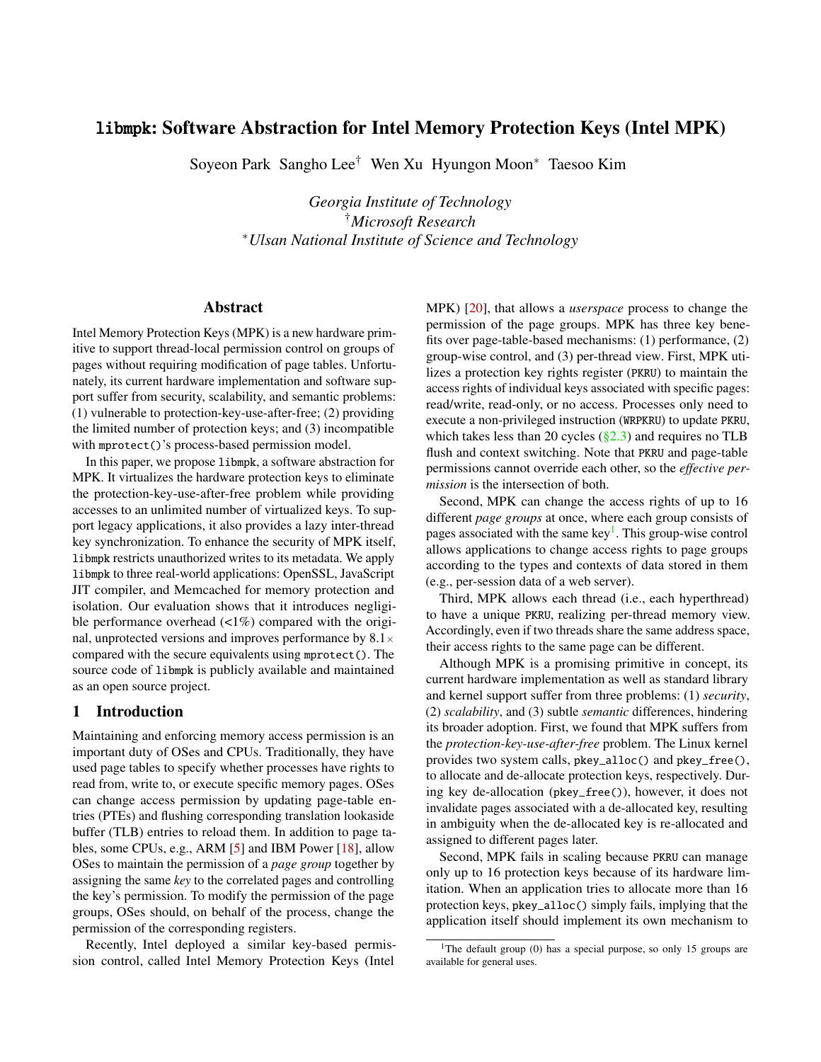# libmpk: Software Abstraction for Intel Memory Protection Keys (Intel MPK)

Soyeon Park Sangho Lee[†] Wen Xu Hyungon Moon[*] Taesoo Kim

*Georgia Institute of Technology*
[†]*Microsoft Research*
[*]*Ulsan National Institute of Science and Technology*

## Abstract

Intel Memory Protection Keys (MPK) is a new hardware primitive to support thread-local permission control on groups of pages without requiring modification of page tables. Unfortunately, its current hardware implementation and software support suffer from security, scalability, and semantic problems: (1) vulnerable to protection-key-use-after-free; (2) providing the limited number of protection keys; and (3) incompatible with `mprotect()`'s process-based permission model.

In this paper, we propose `libmpk`, a software abstraction for MPK. It virtualizes the hardware protection keys to eliminate the protection-key-use-after-free problem while providing accesses to an unlimited number of virtualized keys. To support legacy applications, it also provides a lazy inter-thread key synchronization. To enhance the security of MPK itself, `libmpk` restricts unauthorized writes to its metadata. We apply `libmpk` to three real-world applications: OpenSSL, JavaScript JIT compiler, and Memcached for memory protection and isolation. Our evaluation shows that it introduces negligible performance overhead (<1%) compared with the original, unprotected versions and improves performance by 8.1× compared with the secure equivalents using `mprotect()`. The source code of `libmpk` is publicly available and maintained as an open source project.

## 1 Introduction

Maintaining and enforcing memory access permission is an important duty of OSes and CPUs. Traditionally, they have used page tables to specify whether processes have rights to read from, write to, or execute specific memory pages. OSes can change access permission by updating page-table entries (PTEs) and flushing corresponding translation lookaside buffer (TLB) entries to reload them. In addition to page tables, some CPUs, e.g., ARM [5] and IBM Power [18], allow OSes to maintain the permission of a *page group* together by assigning the same *key* to the correlated pages and controlling the key's permission. To modify the permission of the page groups, OSes should, on behalf of the process, change the permission of the corresponding registers.

Recently, Intel deployed a similar key-based permission control, called Intel Memory Protection Keys (Intel MPK) [20], that allows a *userspace* process to change the permission of the page groups. MPK has three key benefits over page-table-based mechanisms: (1) performance, (2) group-wise control, and (3) per-thread view. First, MPK utilizes a protection key rights register (`PKRU`) to maintain the access rights of individual keys associated with specific pages: read/write, read-only, or no access. Processes only need to execute a non-privileged instruction (`WRPKRU`) to update `PKRU`, which takes less than 20 cycles (§2.3) and requires no TLB flush and context switching. Note that `PKRU` and page-table permissions cannot override each other, so the *effective permission* is the intersection of both.

Second, MPK can change the access rights of up to 16 different *page groups* at once, where each group consists of pages associated with the same key[1]. This group-wise control allows applications to change access rights to page groups according to the types and contexts of data stored in them (e.g., per-session data of a web server).

Third, MPK allows each thread (i.e., each hyperthread) to have a unique `PKRU`, realizing per-thread memory view. Accordingly, even if two threads share the same address space, their access rights to the same page can be different.

Although MPK is a promising primitive in concept, its current hardware implementation as well as standard library and kernel support suffer from three problems: (1) *security*, (2) *scalability*, and (3) subtle *semantic* differences, hindering its broader adoption. First, we found that MPK suffers from the *protection-key-use-after-free* problem. The Linux kernel provides two system calls, `pkey_alloc()` and `pkey_free()`, to allocate and de-allocate protection keys, respectively. During key de-allocation (`pkey_free()`), however, it does not invalidate pages associated with a de-allocated key, resulting in ambiguity when the de-allocated key is re-allocated and assigned to different pages later.

Second, MPK fails in scaling because `PKRU` can manage only up to 16 protection keys because of its hardware limitation. When an application tries to allocate more than 16 protection keys, `pkey_alloc()` simply fails, implying that the application itself should implement its own mechanism to

[1] The default group (0) has a special purpose, so only 15 groups are available for general uses.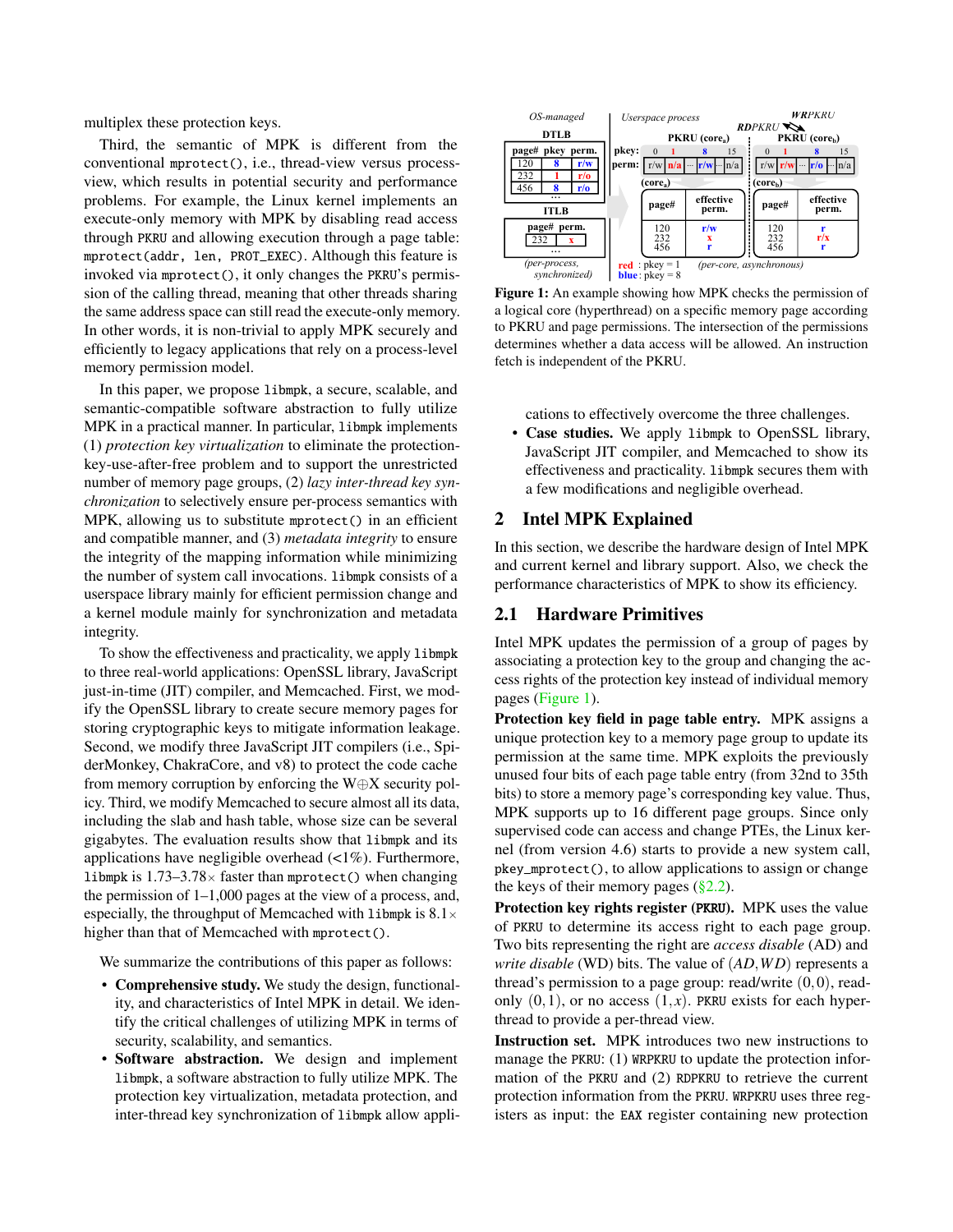multiplex these protection keys.

Third, the semantic of MPK is different from the conventional `mprotect()`, i.e., thread-view versus process-view, which results in potential security and performance problems. For example, the Linux kernel implements an execute-only memory with MPK by disabling read access through PKRU and allowing execution through a page table: `mprotect(addr, len, PROT_EXEC)`. Although this feature is invoked via `mprotect()`, it only changes the PKRU's permission of the calling thread, meaning that other threads sharing the same address space can still read the execute-only memory. In other words, it is non-trivial to apply MPK securely and efficiently to legacy applications that rely on a process-level memory permission model.

In this paper, we propose `libmpk`, a secure, scalable, and semantic-compatible software abstraction to fully utilize MPK in a practical manner. In particular, `libmpk` implements (1) *protection key virtualization* to eliminate the protection-key-use-after-free problem and to support the unrestricted number of memory page groups, (2) *lazy inter-thread key synchronization* to selectively ensure per-process semantics with MPK, allowing us to substitute `mprotect()` in an efficient and compatible manner, and (3) *metadata integrity* to ensure the integrity of the mapping information while minimizing the number of system call invocations. `libmpk` consists of a userspace library mainly for efficient permission change and a kernel module mainly for synchronization and metadata integrity.

To show the effectiveness and practicality, we apply `libmpk` to three real-world applications: OpenSSL library, JavaScript just-in-time (JIT) compiler, and Memcached. First, we modify the OpenSSL library to create secure memory pages for storing cryptographic keys to mitigate information leakage. Second, we modify three JavaScript JIT compilers (i.e., SpiderMonkey, ChakraCore, and v8) to protect the code cache from memory corruption by enforcing the W⊕X security policy. Third, we modify Memcached to secure almost all its data, including the slab and hash table, whose size can be several gigabytes. The evaluation results show that `libmpk` and its applications have negligible overhead (<1%). Furthermore, `libmpk` is 1.73–3.78× faster than `mprotect()` when changing the permission of 1–1,000 pages at the view of a process, and, especially, the throughput of Memcached with `libmpk` is 8.1× higher than that of Memcached with `mprotect()`.

We summarize the contributions of this paper as follows:

- **Comprehensive study.** We study the design, functionality, and characteristics of Intel MPK in detail. We identify the critical challenges of utilizing MPK in terms of security, scalability, and semantics.
- **Software abstraction.** We design and implement `libmpk`, a software abstraction to fully utilize MPK. The protection key virtualization, metadata protection, and inter-thread key synchronization of `libmpk` allow applications to effectively overcome the three challenges.
- **Case studies.** We apply `libmpk` to OpenSSL library, JavaScript JIT compiler, and Memcached to show its effectiveness and practicality. `libmpk` secures them with a few modifications and negligible overhead.

| page# | pkey | perm. |
|---|---|---|
| 120 | 8 | r/w |
| 232 | 1 | r/o |
| 456 | 8 | r/o |

**Figure 1:** An example showing how MPK checks the permission of a logical core (hyperthread) on a specific memory page according to PKRU and page permissions. The intersection of the permissions determines whether a data access will be allowed. An instruction fetch is independent of the PKRU.

## 2 Intel MPK Explained

In this section, we describe the hardware design of Intel MPK and current kernel and library support. Also, we check the performance characteristics of MPK to show its efficiency.

### 2.1 Hardware Primitives

Intel MPK updates the permission of a group of pages by associating a protection key to the group and changing the access rights of the protection key instead of individual memory pages (Figure 1).

**Protection key field in page table entry.** MPK assigns a unique protection key to a memory page group to update its permission at the same time. MPK exploits the previously unused four bits of each page table entry (from 32nd to 35th bits) to store a memory page's corresponding key value. Thus, MPK supports up to 16 different page groups. Since only supervised code can access and change PTEs, the Linux kernel (from version 4.6) starts to provide a new system call, `pkey_mprotect()`, to allow applications to assign or change the keys of their memory pages (§2.2).

**Protection key rights register (PKRU).** MPK uses the value of PKRU to determine its access right to each page group. Two bits representing the right are *access disable* (AD) and *write disable* (WD) bits. The value of $(AD, WD)$ represents a thread's permission to a page group: read/write $(0,0)$, read-only $(0,1)$, or no access $(1,x)$. PKRU exists for each hyperthread to provide a per-thread view.

**Instruction set.** MPK introduces two new instructions to manage the PKRU: (1) WRPKRU to update the protection information of the PKRU and (2) RDPKRU to retrieve the current protection information from the PKRU. WRPKRU uses three registers as input: the EAX register containing new protection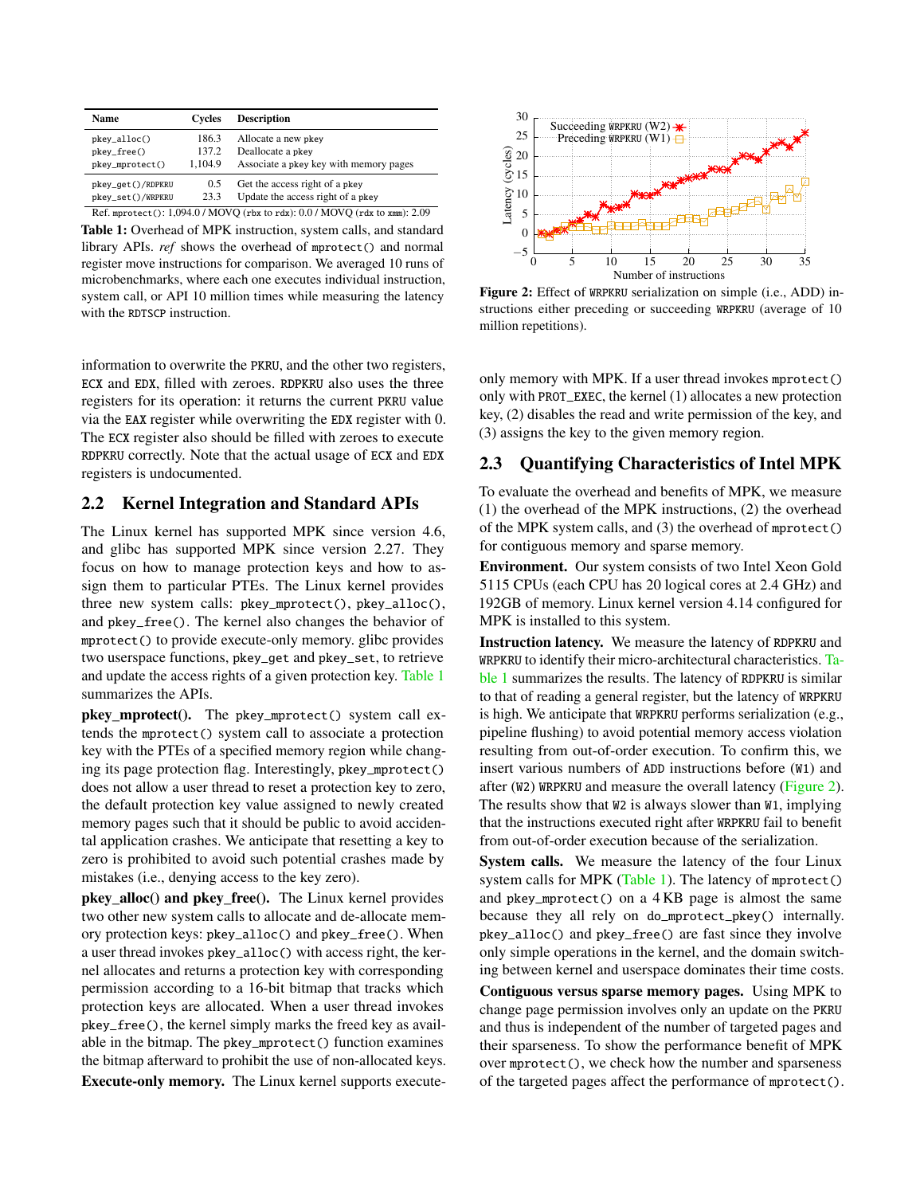| Name | Cycles | Description |
|---|---|---|
| pkey_alloc() | 186.3 | Allocate a new pkey |
| pkey_free() | 137.2 | Deallocate a pkey |
| pkey_mprotect() | 1,104.9 | Associate a pkey key with memory pages |
| pkey_get()/RDPKRU | 0.5 | Get the access right of a pkey |
| pkey_set()/WRPKRU | 23.3 | Update the access right of a pkey |

Ref. mprotect(): 1,094.0 / MOVQ (rbx to rdx): 0.0 / MOVQ (rdx to xmm): 2.09

**Table 1:** Overhead of MPK instruction, system calls, and standard library APIs. *ref* shows the overhead of mprotect() and normal register move instructions for comparison. We averaged 10 runs of microbenchmarks, where each one executes individual instruction, system call, or API 10 million times while measuring the latency with the RDTSCP instruction.

information to overwrite the PKRU, and the other two registers, ECX and EDX, filled with zeroes. RDPKRU also uses the three registers for its operation: it returns the current PKRU value via the EAX register while overwriting the EDX register with 0. The ECX register also should be filled with zeroes to execute RDPKRU correctly. Note that the actual usage of ECX and EDX registers is undocumented.

## 2.2 Kernel Integration and Standard APIs

The Linux kernel has supported MPK since version 4.6, and glibc has supported MPK since version 2.27. They focus on how to manage protection keys and how to assign them to particular PTEs. The Linux kernel provides three new system calls: pkey_mprotect(), pkey_alloc(), and pkey_free(). The kernel also changes the behavior of mprotect() to provide execute-only memory. glibc provides two userspace functions, pkey_get and pkey_set, to retrieve and update the access rights of a given protection key. Table 1 summarizes the APIs.

**pkey_mprotect().** The pkey_mprotect() system call extends the mprotect() system call to associate a protection key with the PTEs of a specified memory region while changing its page protection flag. Interestingly, pkey_mprotect() does not allow a user thread to reset a protection key to zero, the default protection key value assigned to newly created memory pages such that it should be public to avoid accidental application crashes. We anticipate that resetting a key to zero is prohibited to avoid such potential crashes made by mistakes (i.e., denying access to the key zero).

**pkey_alloc() and pkey_free().** The Linux kernel provides two other new system calls to allocate and de-allocate memory protection keys: pkey_alloc() and pkey_free(). When a user thread invokes pkey_alloc() with access right, the kernel allocates and returns a protection key with corresponding permission according to a 16-bit bitmap that tracks which protection keys are allocated. When a user thread invokes pkey_free(), the kernel simply marks the freed key as available in the bitmap. The pkey_mprotect() function examines the bitmap afterward to prohibit the use of non-allocated keys.

**Execute-only memory.** The Linux kernel supports execute-only memory with MPK. If a user thread invokes mprotect() only with PROT_EXEC, the kernel (1) allocates a new protection key, (2) disables the read and write permission of the key, and (3) assigns the key to the given memory region.

**Figure 2:** Effect of WRPKRU serialization on simple (i.e., ADD) instructions either preceding or succeeding WRPKRU (average of 10 million repetitions).

## 2.3 Quantifying Characteristics of Intel MPK

To evaluate the overhead and benefits of MPK, we measure (1) the overhead of the MPK instructions, (2) the overhead of the MPK system calls, and (3) the overhead of mprotect() for contiguous memory and sparse memory.

**Environment.** Our system consists of two Intel Xeon Gold 5115 CPUs (each CPU has 20 logical cores at 2.4 GHz) and 192GB of memory. Linux kernel version 4.14 configured for MPK is installed to this system.

**Instruction latency.** We measure the latency of RDPKRU and WRPKRU to identify their micro-architectural characteristics. Table 1 summarizes the results. The latency of RDPKRU is similar to that of reading a general register, but the latency of WRPKRU is high. We anticipate that WRPKRU performs serialization (e.g., pipeline flushing) to avoid potential memory access violation resulting from out-of-order execution. To confirm this, we insert various numbers of ADD instructions before (W1) and after (W2) WRPKRU and measure the overall latency (Figure 2). The results show that W2 is always slower than W1, implying that the instructions executed right after WRPKRU fail to benefit from out-of-order execution because of the serialization.

**System calls.** We measure the latency of the four Linux system calls for MPK (Table 1). The latency of mprotect() and pkey_mprotect() on a 4 KB page is almost the same because they all rely on do_mprotect_pkey() internally. pkey_alloc() and pkey_free() are fast since they involve only simple operations in the kernel, and the domain switching between kernel and userspace dominates their time costs.

**Contiguous versus sparse memory pages.** Using MPK to change page permission involves only an update on the PKRU and thus is independent of the number of targeted pages and their sparseness. To show the performance benefit of MPK over mprotect(), we check how the number and sparseness of the targeted pages affect the performance of mprotect().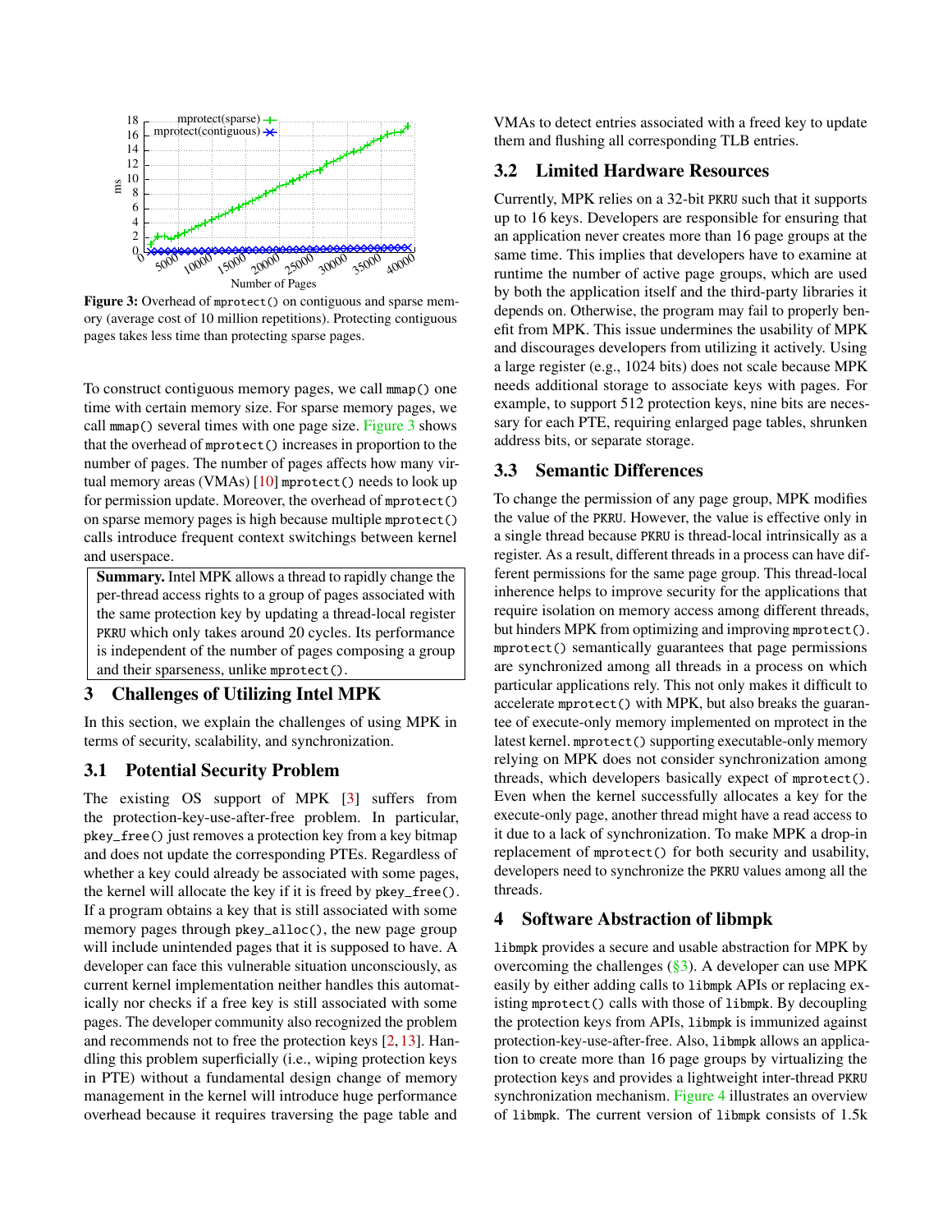Figure 3: Overhead of mprotect() on contiguous and sparse memory (average cost of 10 million repetitions). Protecting contiguous pages takes less time than protecting sparse pages.

To construct contiguous memory pages, we call mmap() one time with certain memory size. For sparse memory pages, we call mmap() several times with one page size. Figure 3 shows that the overhead of mprotect() increases in proportion to the number of pages. The number of pages affects how many virtual memory areas (VMAs) [10] mprotect() needs to look up for permission update. Moreover, the overhead of mprotect() on sparse memory pages is high because multiple mprotect() calls introduce frequent context switchings between kernel and userspace.

> **Summary.** Intel MPK allows a thread to rapidly change the per-thread access rights to a group of pages associated with the same protection key by updating a thread-local register PKRU which only takes around 20 cycles. Its performance is independent of the number of pages composing a group and their sparseness, unlike mprotect().

## 3 Challenges of Utilizing Intel MPK

In this section, we explain the challenges of using MPK in terms of security, scalability, and synchronization.

### 3.1 Potential Security Problem

The existing OS support of MPK [3] suffers from the protection-key-use-after-free problem. In particular, pkey_free() just removes a protection key from a key bitmap and does not update the corresponding PTEs. Regardless of whether a key could already be associated with some pages, the kernel will allocate the key if it is freed by pkey_free(). If a program obtains a key that is still associated with some memory pages through pkey_alloc(), the new page group will include unintended pages that it is supposed to have. A developer can face this vulnerable situation unconsciously, as current kernel implementation neither handles this automatically nor checks if a free key is still associated with some pages. The developer community also recognized the problem and recommends not to free the protection keys [2, 13]. Handling this problem superficially (i.e., wiping protection keys in PTE) without a fundamental design change of memory management in the kernel will introduce huge performance overhead because it requires traversing the page table and VMAs to detect entries associated with a freed key to update them and flushing all corresponding TLB entries.

### 3.2 Limited Hardware Resources

Currently, MPK relies on a 32-bit PKRU such that it supports up to 16 keys. Developers are responsible for ensuring that an application never creates more than 16 page groups at the same time. This implies that developers have to examine at runtime the number of active page groups, which are used by both the application itself and the third-party libraries it depends on. Otherwise, the program may fail to properly benefit from MPK. This issue undermines the usability of MPK and discourages developers from utilizing it actively. Using a large register (e.g., 1024 bits) does not scale because MPK needs additional storage to associate keys with pages. For example, to support 512 protection keys, nine bits are necessary for each PTE, requiring enlarged page tables, shrunken address bits, or separate storage.

### 3.3 Semantic Differences

To change the permission of any page group, MPK modifies the value of the PKRU. However, the value is effective only in a single thread because PKRU is thread-local intrinsically as a register. As a result, different threads in a process can have different permissions for the same page group. This thread-local inherence helps to improve security for the applications that require isolation on memory access among different threads, but hinders MPK from optimizing and improving mprotect(). mprotect() semantically guarantees that page permissions are synchronized among all threads in a process on which particular applications rely. This not only makes it difficult to accelerate mprotect() with MPK, but also breaks the guarantee of execute-only memory implemented on mprotect in the latest kernel. mprotect() supporting executable-only memory relying on MPK does not consider synchronization among threads, which developers basically expect of mprotect(). Even when the kernel successfully allocates a key for the execute-only page, another thread might have a read access to it due to a lack of synchronization. To make MPK a drop-in replacement of mprotect() for both security and usability, developers need to synchronize the PKRU values among all the threads.

## 4 Software Abstraction of libmpk

libmpk provides a secure and usable abstraction for MPK by overcoming the challenges (§3). A developer can use MPK easily by either adding calls to libmpk APIs or replacing existing mprotect() calls with those of libmpk. By decoupling the protection keys from APIs, libmpk is immunized against protection-key-use-after-free. Also, libmpk allows an application to create more than 16 page groups by virtualizing the protection keys and provides a lightweight inter-thread PKRU synchronization mechanism. Figure 4 illustrates an overview of libmpk. The current version of libmpk consists of 1.5k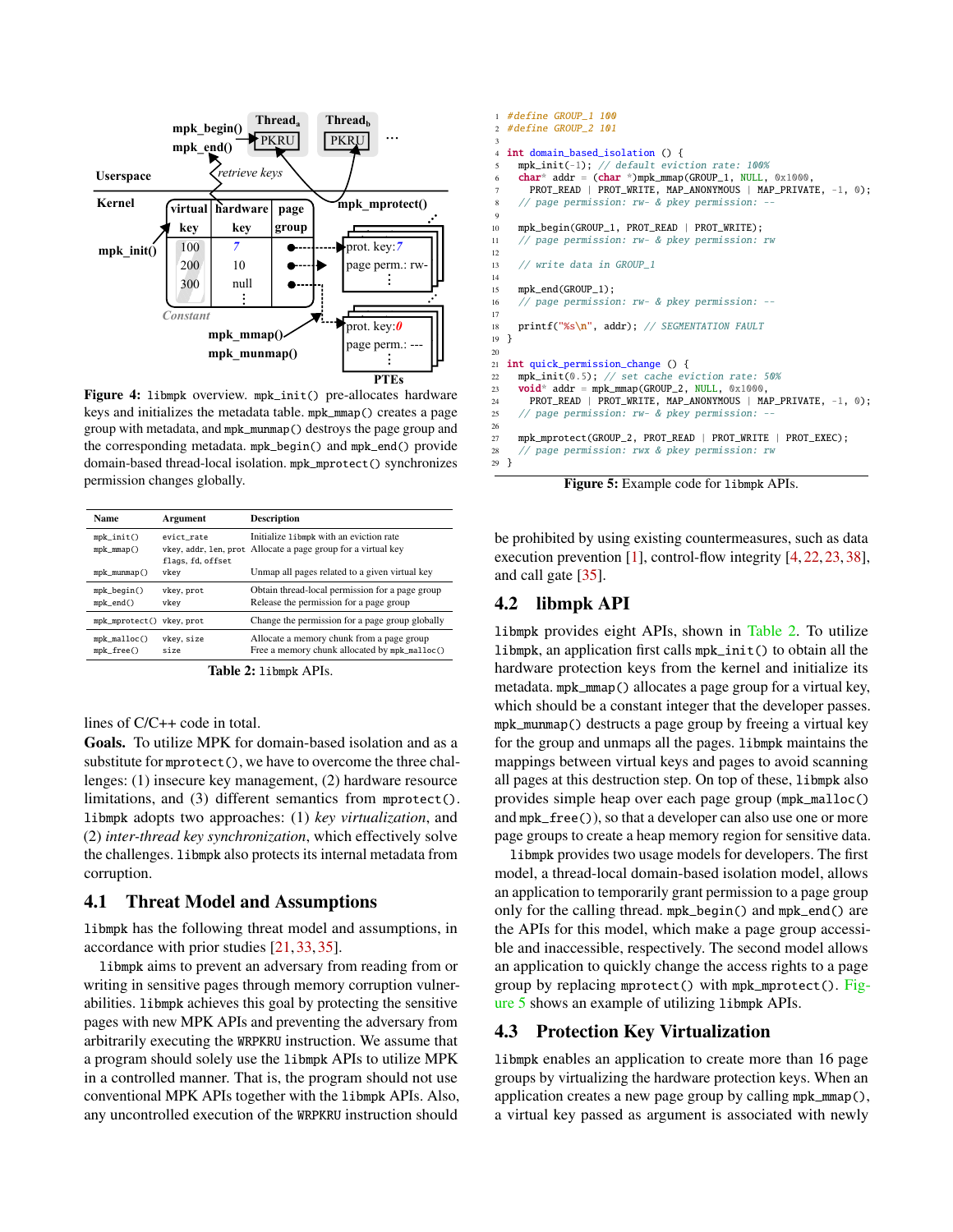Figure 4: `libmpk` overview. `mpk_init()` pre-allocates hardware keys and initializes the metadata table. `mpk_mmap()` creates a page group with metadata, and `mpk_munmap()` destroys the page group and the corresponding metadata. `mpk_begin()` and `mpk_end()` provide domain-based thread-local isolation. `mpk_mprotect()` synchronizes permission changes globally.

| Name | Argument | Description |
|---|---|---|
| mpk_init() | evict_rate | Initialize libmpk with an eviction rate |
| mpk_mmap() | vkey, addr, len, prot flags, fd, offset | Allocate a page group for a virtual key |
| mpk_munmap() | vkey | Unmap all pages related to a given virtual key |
| mpk_begin() | vkey, prot | Obtain thread-local permission for a page group |
| mpk_end() | vkey | Release the permission for a page group |
| mpk_mprotect() | vkey, prot | Change the permission for a page group globally |
| mpk_malloc() | vkey, size | Allocate a memory chunk from a page group |
| mpk_free() | size | Free a memory chunk allocated by mpk_malloc() |

Table 2: `libmpk` APIs.

lines of C/C++ code in total.

**Goals.** To utilize MPK for domain-based isolation and as a substitute for `mprotect()`, we have to overcome the three challenges: (1) insecure key management, (2) hardware resource limitations, and (3) different semantics from `mprotect()`. `libmpk` adopts two approaches: (1) *key virtualization*, and (2) *inter-thread key synchronization*, which effectively solve the challenges. `libmpk` also protects its internal metadata from corruption.

## 4.1 Threat Model and Assumptions

`libmpk` has the following threat model and assumptions, in accordance with prior studies [21, 33, 35].

`libmpk` aims to prevent an adversary from reading from or writing in sensitive pages through memory corruption vulnerabilities. `libmpk` achieves this goal by protecting the sensitive pages with new MPK APIs and preventing the adversary from arbitrarily executing the `WRPKRU` instruction. We assume that a program should solely use the `libmpk` APIs to utilize MPK in a controlled manner. That is, the program should not use conventional MPK APIs together with the `libmpk` APIs. Also, any uncontrolled execution of the `WRPKRU` instruction should

```c
#define GROUP_1 100
#define GROUP_2 101

int domain_based_isolation () {
  mpk_init(-1); // default eviction rate: 100%
  char* addr = (char *)mpk_mmap(GROUP_1, NULL, 0x1000,
    PROT_READ | PROT_WRITE, MAP_ANONYMOUS | MAP_PRIVATE, -1, 0);
  // page permission: rw- & pkey permission: --

  mpk_begin(GROUP_1, PROT_READ | PROT_WRITE);
  // page permission: rw- & pkey permission: rw

  // write data in GROUP_1

  mpk_end(GROUP_1);
  // page permission: rw- & pkey permission: --

  printf("%s\n", addr); // SEGMENTATION FAULT
}

int quick_permission_change () {
  mpk_init(0.5); // set cache eviction rate: 50%
  void* addr = mpk_mmap(GROUP_2, NULL, 0x1000,
    PROT_READ | PROT_WRITE, MAP_ANONYMOUS | MAP_PRIVATE, -1, 0);
  // page permission: rw- & pkey permission: --

  mpk_mprotect(GROUP_2, PROT_READ | PROT_WRITE | PROT_EXEC);
  // page permission: rwx & pkey permission: rw
}
```

Figure 5: Example code for `libmpk` APIs.

be prohibited by using existing countermeasures, such as data execution prevention [1], control-flow integrity [4, 22, 23, 38], and call gate [35].

## 4.2 libmpk API

`libmpk` provides eight APIs, shown in Table 2. To utilize `libmpk`, an application first calls `mpk_init()` to obtain all the hardware protection keys from the kernel and initialize its metadata. `mpk_mmap()` allocates a page group for a virtual key, which should be a constant integer that the developer passes. `mpk_munmap()` destructs a page group by freeing a virtual key for the group and unmaps all the pages. `libmpk` maintains the mappings between virtual keys and pages to avoid scanning all pages at this destruction step. On top of these, `libmpk` also provides simple heap over each page group (`mpk_malloc()` and `mpk_free()`), so that a developer can also use one or more page groups to create a heap memory region for sensitive data.

`libmpk` provides two usage models for developers. The first model, a thread-local domain-based isolation model, allows an application to temporarily grant permission to a page group only for the calling thread. `mpk_begin()` and `mpk_end()` are the APIs for this model, which make a page group accessible and inaccessible, respectively. The second model allows an application to quickly change the access rights to a page group by replacing `mprotect()` with `mpk_mprotect()`. Figure 5 shows an example of utilizing `libmpk` APIs.

## 4.3 Protection Key Virtualization

`libmpk` enables an application to create more than 16 page groups by virtualizing the hardware protection keys. When an application creates a new page group by calling `mpk_mmap()`, a virtual key passed as argument is associated with newly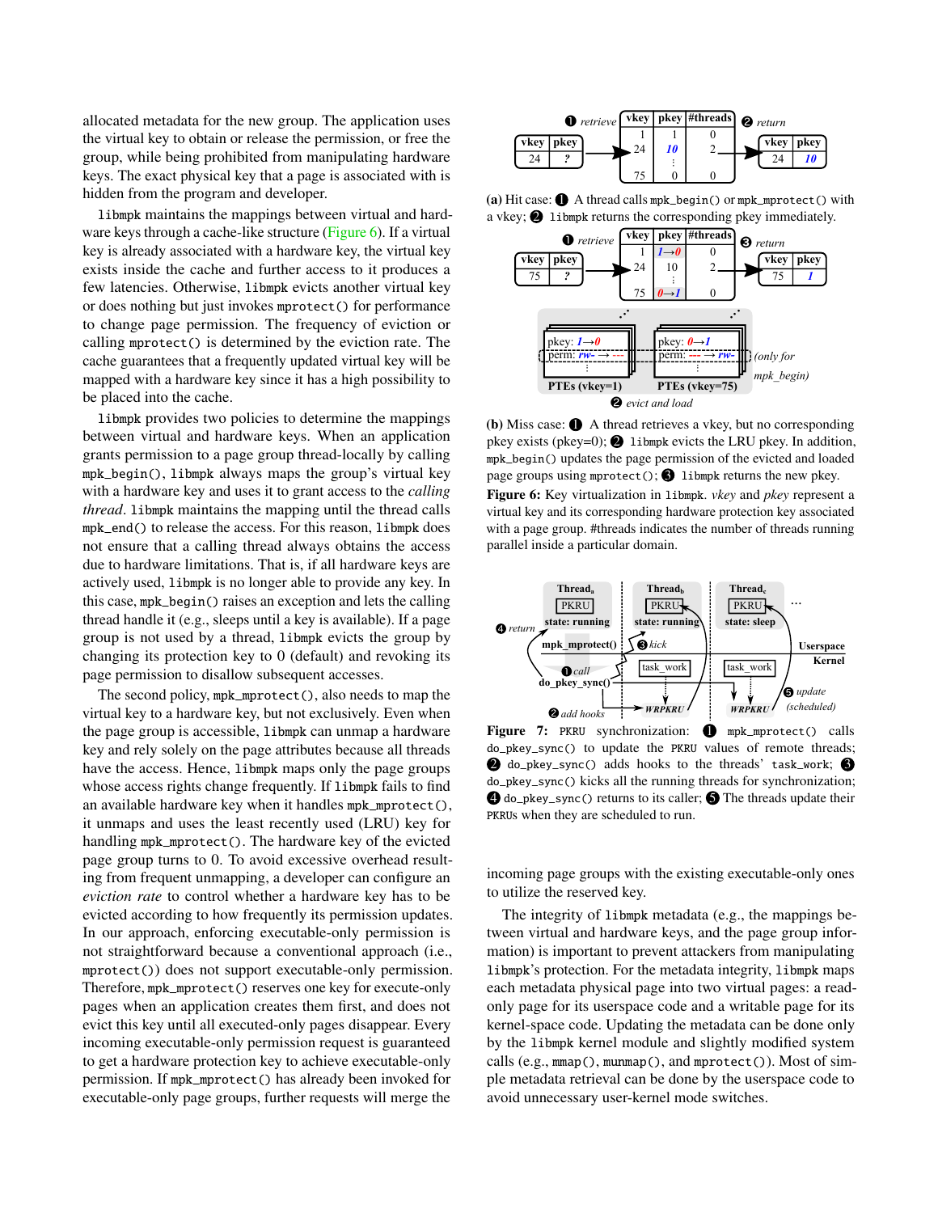allocated metadata for the new group. The application uses the virtual key to obtain or release the permission, or free the group, while being prohibited from manipulating hardware keys. The exact physical key that a page is associated with is hidden from the program and developer.

libmpk maintains the mappings between virtual and hardware keys through a cache-like structure (Figure 6). If a virtual key is already associated with a hardware key, the virtual key exists inside the cache and further access to it produces a few latencies. Otherwise, libmpk evicts another virtual key or does nothing but just invokes mprotect() for performance to change page permission. The frequency of eviction or calling mprotect() is determined by the eviction rate. The cache guarantees that a frequently updated virtual key will be mapped with a hardware key since it has a high possibility to be placed into the cache.

libmpk provides two policies to determine the mappings between virtual and hardware keys. When an application grants permission to a page group thread-locally by calling mpk_begin(), libmpk always maps the group's virtual key with a hardware key and uses it to grant access to the *calling thread*. libmpk maintains the mapping until the thread calls mpk_end() to release the access. For this reason, libmpk does not ensure that a calling thread always obtains the access due to hardware limitations. That is, if all hardware keys are actively used, libmpk is no longer able to provide any key. In this case, mpk_begin() raises an exception and lets the calling thread handle it (e.g., sleeps until a key is available). If a page group is not used by a thread, libmpk evicts the group by changing its protection key to 0 (default) and revoking its page permission to disallow subsequent accesses.

The second policy, mpk_mprotect(), also needs to map the virtual key to a hardware key, but not exclusively. Even when the page group is accessible, libmpk can unmap a hardware key and rely solely on the page attributes because all threads have the access. Hence, libmpk maps only the page groups whose access rights change frequently. If libmpk fails to find an available hardware key when it handles mpk_mprotect(), it unmaps and uses the least recently used (LRU) key for handling mpk_mprotect(). The hardware key of the evicted page group turns to 0. To avoid excessive overhead resulting from frequent unmapping, a developer can configure an *eviction rate* to control whether a hardware key has to be evicted according to how frequently its permission updates. In our approach, enforcing executable-only permission is not straightforward because a conventional approach (i.e., mprotect()) does not support executable-only permission. Therefore, mpk_mprotect() reserves one key for execute-only pages when an application creates them first, and does not evict this key until all executed-only pages disappear. Every incoming executable-only permission request is guaranteed to get a hardware protection key to achieve executable-only permission. If mpk_mprotect() has already been invoked for executable-only page groups, further requests will merge the incoming page groups with the existing executable-only ones to utilize the reserved key.

**(a)** Hit case: ❶ A thread calls mpk_begin() or mpk_mprotect() with a vkey; ❷ libmpk returns the corresponding pkey immediately.

**(b)** Miss case: ❶ A thread retrieves a vkey, but no corresponding pkey exists (pkey=0); ❷ libmpk evicts the LRU pkey. In addition, mpk_begin() updates the page permission of the evicted and loaded page groups using mprotect(); ❸ libmpk returns the new pkey.

**Figure 6:** Key virtualization in libmpk. *vkey* and *pkey* represent a virtual key and its corresponding hardware protection key associated with a page group. #threads indicates the number of threads running parallel inside a particular domain.

**Figure 7:** PKRU synchronization: ❶ mpk_mprotect() calls do_pkey_sync() to update the PKRU values of remote threads; ❷ do_pkey_sync() adds hooks to the threads' task_work; ❸ do_pkey_sync() kicks all the running threads for synchronization; ❹ do_pkey_sync() returns to its caller; ❺ The threads update their PKRUs when they are scheduled to run.

The integrity of libmpk metadata (e.g., the mappings between virtual and hardware keys, and the page group information) is important to prevent attackers from manipulating libmpk's protection. For the metadata integrity, libmpk maps each metadata physical page into two virtual pages: a read-only page for its userspace code and a writable page for its kernel-space code. Updating the metadata can be done only by the libmpk kernel module and slightly modified system calls (e.g., mmap(), munmap(), and mprotect()). Most of simple metadata retrieval can be done by the userspace code to avoid unnecessary user-kernel mode switches.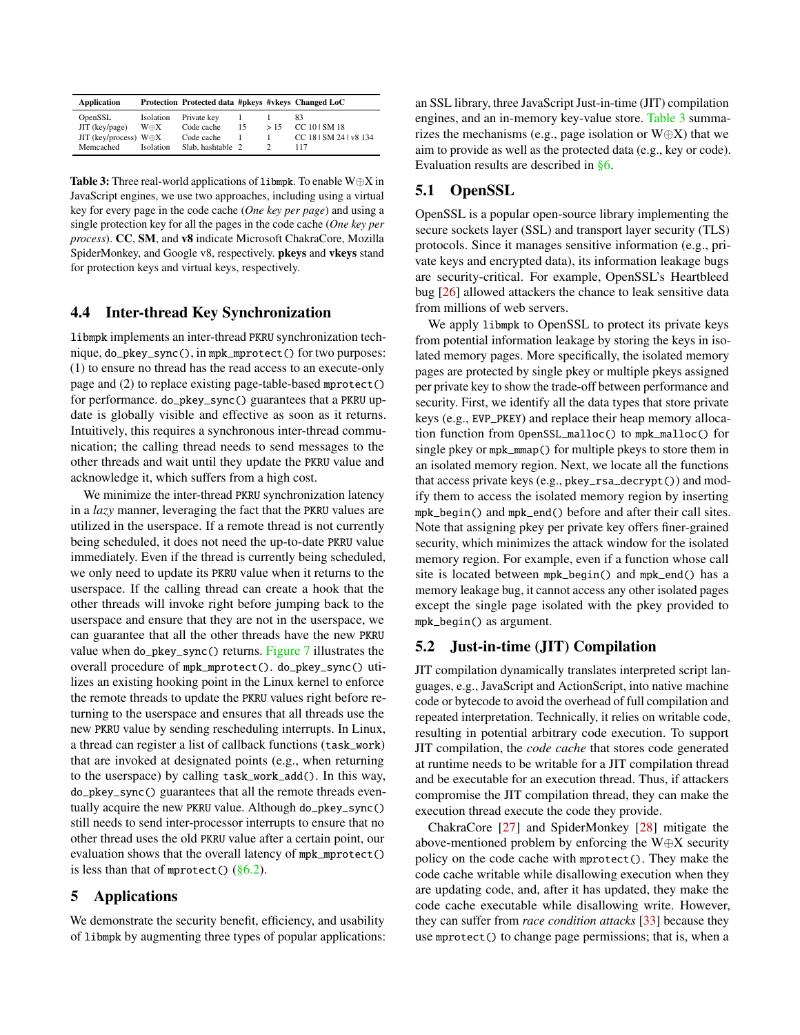| Application | Protection | Protected data | #pkeys | #vkeys | Changed LoC |
|---|---|---|---|---|---|
| OpenSSL | Isolation | Private key | 1 | 1 | 83 |
| JIT (key/page) | W⊕X | Code cache | 15 | > 15 | CC 10 \| SM 18 |
| JIT (key/process) | W⊕X | Code cache | 1 | 1 | CC 18 \| SM 24 \| v8 134 |
| Memcached | Isolation | Slab, hashtable | 2 | 2 | 117 |

**Table 3:** Three real-world applications of libmpk. To enable W⊕X in JavaScript engines, we use two approaches, including using a virtual key for every page in the code cache (*One key per page*) and using a single protection key for all the pages in the code cache (*One key per process*). **CC**, **SM**, and **v8** indicate Microsoft ChakraCore, Mozilla SpiderMonkey, and Google v8, respectively. **pkeys** and **vkeys** stand for protection keys and virtual keys, respectively.

### 4.4 Inter-thread Key Synchronization

libmpk implements an inter-thread PKRU synchronization technique, do_pkey_sync(), in mpk_mprotect() for two purposes: (1) to ensure no thread has the read access to an execute-only page and (2) to replace existing page-table-based mprotect() for performance. do_pkey_sync() guarantees that a PKRU update is globally visible and effective as soon as it returns. Intuitively, this requires a synchronous inter-thread communication; the calling thread needs to send messages to the other threads and wait until they update the PKRU value and acknowledge it, which suffers from a high cost.

We minimize the inter-thread PKRU synchronization latency in a *lazy* manner, leveraging the fact that the PKRU values are utilized in the userspace. If a remote thread is not currently being scheduled, it does not need the up-to-date PKRU value immediately. Even if the thread is currently being scheduled, we only need to update its PKRU value when it returns to the userspace. If the calling thread can create a hook that the other threads will invoke right before jumping back to the userspace and ensure that they are not in the userspace, we can guarantee that all the other threads have the new PKRU value when do_pkey_sync() returns. Figure 7 illustrates the overall procedure of mpk_mprotect(). do_pkey_sync() utilizes an existing hooking point in the Linux kernel to enforce the remote threads to update the PKRU values right before returning to the userspace and ensures that all threads use the new PKRU value by sending rescheduling interrupts. In Linux, a thread can register a list of callback functions (task_work) that are invoked at designated points (e.g., when returning to the userspace) by calling task_work_add(). In this way, do_pkey_sync() guarantees that all the remote threads eventually acquire the new PKRU value. Although do_pkey_sync() still needs to send inter-processor interrupts to ensure that no other thread uses the old PKRU value after a certain point, our evaluation shows that the overall latency of mpk_mprotect() is less than that of mprotect() (§6.2).

## 5 Applications

We demonstrate the security benefit, efficiency, and usability of libmpk by augmenting three types of popular applications: an SSL library, three JavaScript Just-in-time (JIT) compilation engines, and an in-memory key-value store. Table 3 summarizes the mechanisms (e.g., page isolation or W⊕X) that we aim to provide as well as the protected data (e.g., key or code). Evaluation results are described in §6.

### 5.1 OpenSSL

OpenSSL is a popular open-source library implementing the secure sockets layer (SSL) and transport layer security (TLS) protocols. Since it manages sensitive information (e.g., private keys and encrypted data), its information leakage bugs are security-critical. For example, OpenSSL's Heartbleed bug [26] allowed attackers the chance to leak sensitive data from millions of web servers.

We apply libmpk to OpenSSL to protect its private keys from potential information leakage by storing the keys in isolated memory pages. More specifically, the isolated memory pages are protected by single pkey or multiple pkeys assigned per private key to show the trade-off between performance and security. First, we identify all the data types that store private keys (e.g., EVP_PKEY) and replace their heap memory allocation function from OpenSSL_malloc() to mpk_malloc() for single pkey or mpk_mmap() for multiple pkeys to store them in an isolated memory region. Next, we locate all the functions that access private keys (e.g., pkey_rsa_decrypt()) and modify them to access the isolated memory region by inserting mpk_begin() and mpk_end() before and after their call sites. Note that assigning pkey per private key offers finer-grained security, which minimizes the attack window for the isolated memory region. For example, even if a function whose call site is located between mpk_begin() and mpk_end() has a memory leakage bug, it cannot access any other isolated pages except the single page isolated with the pkey provided to mpk_begin() as argument.

### 5.2 Just-in-time (JIT) Compilation

JIT compilation dynamically translates interpreted script languages, e.g., JavaScript and ActionScript, into native machine code or bytecode to avoid the overhead of full compilation and repeated interpretation. Technically, it relies on writable code, resulting in potential arbitrary code execution. To support JIT compilation, the *code cache* that stores code generated at runtime needs to be writable for a JIT compilation thread and be executable for an execution thread. Thus, if attackers compromise the JIT compilation thread, they can make the execution thread execute the code they provide.

ChakraCore [27] and SpiderMonkey [28] mitigate the above-mentioned problem by enforcing the W⊕X security policy on the code cache with mprotect(). They make the code cache writable while disallowing execution when they are updating code, and, after it has updated, they make the code cache executable while disallowing write. However, they can suffer from *race condition attacks* [33] because they use mprotect() to change page permissions; that is, when a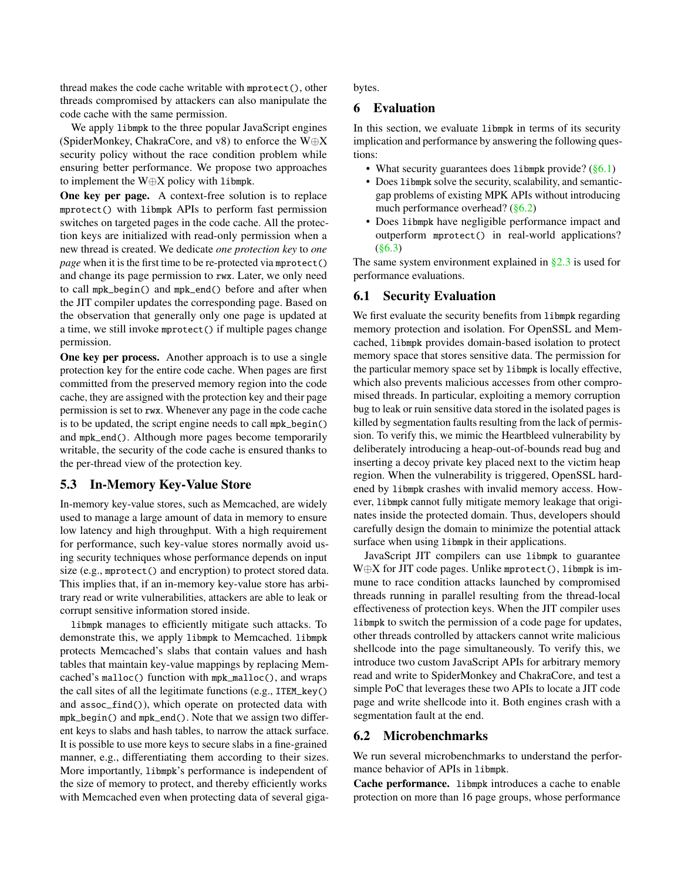thread makes the code cache writable with `mprotect()`, other threads compromised by attackers can also manipulate the code cache with the same permission.

We apply `libmpk` to the three popular JavaScript engines (SpiderMonkey, ChakraCore, and v8) to enforce the W⊕X security policy without the race condition problem while ensuring better performance. We propose two approaches to implement the W⊕X policy with `libmpk`.

**One key per page.** A context-free solution is to replace `mprotect()` with `libmpk` APIs to perform fast permission switches on targeted pages in the code cache. All the protection keys are initialized with read-only permission when a new thread is created. We dedicate *one protection key* to *one page* when it is the first time to be re-protected via `mprotect()` and change its page permission to `rwx`. Later, we only need to call `mpk_begin()` and `mpk_end()` before and after when the JIT compiler updates the corresponding page. Based on the observation that generally only one page is updated at a time, we still invoke `mprotect()` if multiple pages change permission.

**One key per process.** Another approach is to use a single protection key for the entire code cache. When pages are first committed from the preserved memory region into the code cache, they are assigned with the protection key and their page permission is set to `rwx`. Whenever any page in the code cache is to be updated, the script engine needs to call `mpk_begin()` and `mpk_end()`. Although more pages become temporarily writable, the security of the code cache is ensured thanks to the per-thread view of the protection key.

### 5.3 In-Memory Key-Value Store

In-memory key-value stores, such as Memcached, are widely used to manage a large amount of data in memory to ensure low latency and high throughput. With a high requirement for performance, such key-value stores normally avoid using security techniques whose performance depends on input size (e.g., `mprotect()` and encryption) to protect stored data. This implies that, if an in-memory key-value store has arbitrary read or write vulnerabilities, attackers are able to leak or corrupt sensitive information stored inside.

`libmpk` manages to efficiently mitigate such attacks. To demonstrate this, we apply `libmpk` to Memcached. `libmpk` protects Memcached's slabs that contain values and hash tables that maintain key-value mappings by replacing Memcached's `malloc()` function with `mpk_malloc()`, and wraps the call sites of all the legitimate functions (e.g., `ITEM_key()` and `assoc_find()`), which operate on protected data with `mpk_begin()` and `mpk_end()`. Note that we assign two different keys to slabs and hash tables, to narrow the attack surface. It is possible to use more keys to secure slabs in a fine-grained manner, e.g., differentiating them according to their sizes. More importantly, `libmpk`'s performance is independent of the size of memory to protect, and thereby efficiently works with Memcached even when protecting data of several gigabytes.

## 6 Evaluation

In this section, we evaluate `libmpk` in terms of its security implication and performance by answering the following questions:

- What security guarantees does `libmpk` provide? (§6.1)
- Does `libmpk` solve the security, scalability, and semantic-gap problems of existing MPK APIs without introducing much performance overhead? (§6.2)
- Does `libmpk` have negligible performance impact and outperform `mprotect()` in real-world applications? (§6.3)

The same system environment explained in §2.3 is used for performance evaluations.

### 6.1 Security Evaluation

We first evaluate the security benefits from `libmpk` regarding memory protection and isolation. For OpenSSL and Memcached, `libmpk` provides domain-based isolation to protect memory space that stores sensitive data. The permission for the particular memory space set by `libmpk` is locally effective, which also prevents malicious accesses from other compromised threads. In particular, exploiting a memory corruption bug to leak or ruin sensitive data stored in the isolated pages is killed by segmentation faults resulting from the lack of permission. To verify this, we mimic the Heartbleed vulnerability by deliberately introducing a heap-out-of-bounds read bug and inserting a decoy private key placed next to the victim heap region. When the vulnerability is triggered, OpenSSL hardened by `libmpk` crashes with invalid memory access. However, `libmpk` cannot fully mitigate memory leakage that originates inside the protected domain. Thus, developers should carefully design the domain to minimize the potential attack surface when using `libmpk` in their applications.

JavaScript JIT compilers can use `libmpk` to guarantee W⊕X for JIT code pages. Unlike `mprotect()`, `libmpk` is immune to race condition attacks launched by compromised threads running in parallel resulting from the thread-local effectiveness of protection keys. When the JIT compiler uses `libmpk` to switch the permission of a code page for updates, other threads controlled by attackers cannot write malicious shellcode into the page simultaneously. To verify this, we introduce two custom JavaScript APIs for arbitrary memory read and write to SpiderMonkey and ChakraCore, and test a simple PoC that leverages these two APIs to locate a JIT code page and write shellcode into it. Both engines crash with a segmentation fault at the end.

### 6.2 Microbenchmarks

We run several microbenchmarks to understand the performance behavior of APIs in `libmpk`.

**Cache performance.** `libmpk` introduces a cache to enable protection on more than 16 page groups, whose performance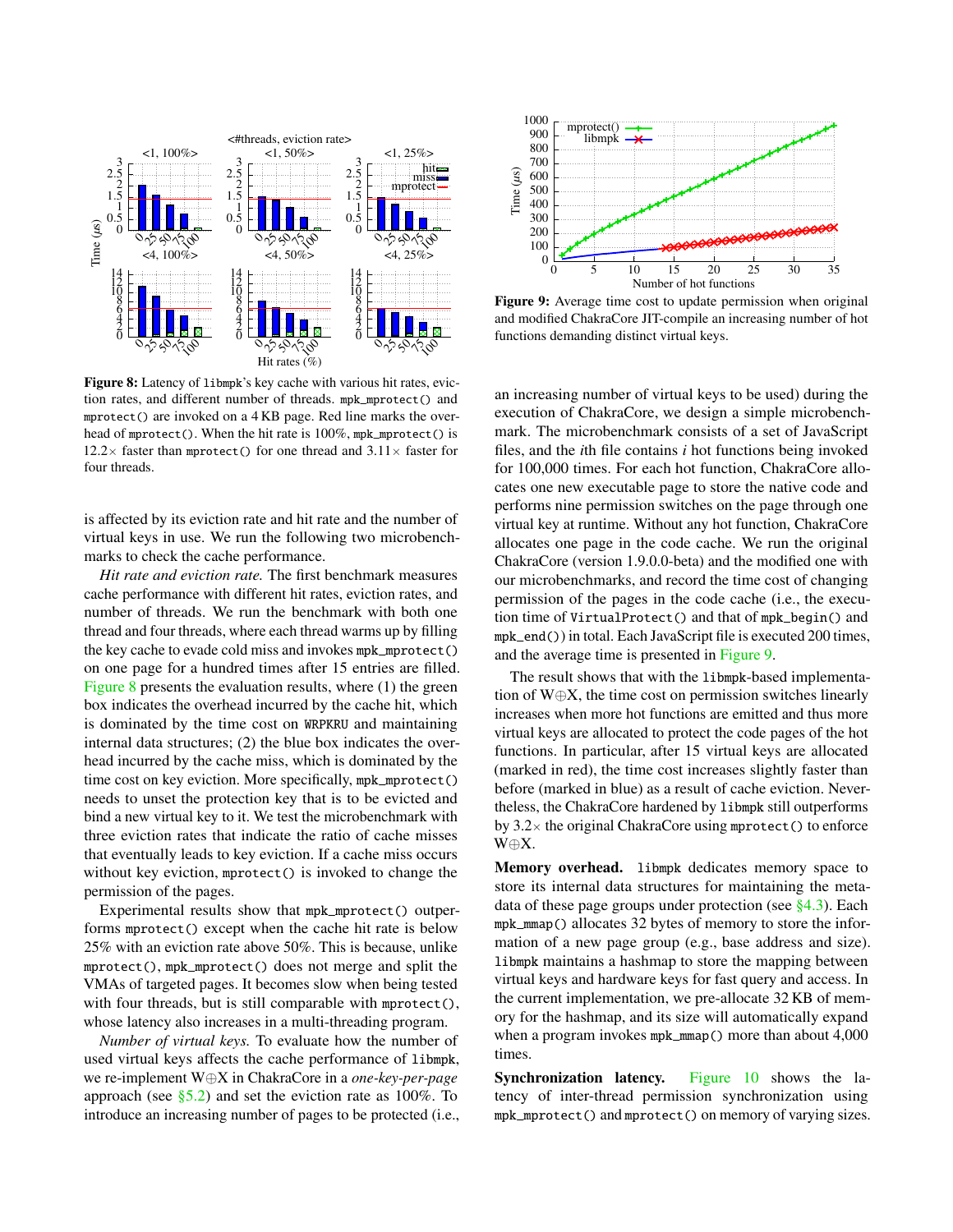**Figure 8:** Latency of `libmpk`'s key cache with various hit rates, eviction rates, and different number of threads. `mpk_mprotect()` and `mprotect()` are invoked on a 4 KB page. Red line marks the overhead of `mprotect()`. When the hit rate is 100%, `mpk_mprotect()` is 12.2× faster than `mprotect()` for one thread and 3.11× faster for four threads.

is affected by its eviction rate and hit rate and the number of virtual keys in use. We run the following two microbenchmarks to check the cache performance.

*Hit rate and eviction rate.* The first benchmark measures cache performance with different hit rates, eviction rates, and number of threads. We run the benchmark with both one thread and four threads, where each thread warms up by filling the key cache to evade cold miss and invokes `mpk_mprotect()` on one page for a hundred times after 15 entries are filled. Figure 8 presents the evaluation results, where (1) the green box indicates the overhead incurred by the cache hit, which is dominated by the time cost on `WRPKRU` and maintaining internal data structures; (2) the blue box indicates the overhead incurred by the cache miss, which is dominated by the time cost on key eviction. More specifically, `mpk_mprotect()` needs to unset the protection key that is to be evicted and bind a new virtual key to it. We test the microbenchmark with three eviction rates that indicate the ratio of cache misses that eventually leads to key eviction. If a cache miss occurs without key eviction, `mprotect()` is invoked to change the permission of the pages.

Experimental results show that `mpk_mprotect()` outperforms `mprotect()` except when the cache hit rate is below 25% with an eviction rate above 50%. This is because, unlike `mprotect()`, `mpk_mprotect()` does not merge and split the VMAs of targeted pages. It becomes slow when being tested with four threads, but is still comparable with `mprotect()`, whose latency also increases in a multi-threading program.

*Number of virtual keys.* To evaluate how the number of used virtual keys affects the cache performance of `libmpk`, we re-implement W⊕X in ChakraCore in a *one-key-per-page* approach (see §5.2) and set the eviction rate as 100%. To introduce an increasing number of pages to be protected (i.e., an increasing number of virtual keys to be used) during the execution of ChakraCore, we design a simple microbenchmark. The microbenchmark consists of a set of JavaScript files, and the *i*th file contains *i* hot functions being invoked for 100,000 times. For each hot function, ChakraCore allocates one new executable page to store the native code and performs nine permission switches on the page through one virtual key at runtime. Without any hot function, ChakraCore allocates one page in the code cache. We run the original ChakraCore (version 1.9.0.0-beta) and the modified one with our microbenchmarks, and record the time cost of changing permission of the pages in the code cache (i.e., the execution time of `VirtualProtect()` and that of `mpk_begin()` and `mpk_end()`) in total. Each JavaScript file is executed 200 times, and the average time is presented in Figure 9.

**Figure 9:** Average time cost to update permission when original and modified ChakraCore JIT-compile an increasing number of hot functions demanding distinct virtual keys.

The result shows that with the `libmpk`-based implementation of W⊕X, the time cost on permission switches linearly increases when more hot functions are emitted and thus more virtual keys are allocated to protect the code pages of the hot functions. In particular, after 15 virtual keys are allocated (marked in red), the time cost increases slightly faster than before (marked in blue) as a result of cache eviction. Nevertheless, the ChakraCore hardened by `libmpk` still outperforms by 3.2× the original ChakraCore using `mprotect()` to enforce W⊕X.

**Memory overhead.** `libmpk` dedicates memory space to store its internal data structures for maintaining the metadata of these page groups under protection (see §4.3). Each `mpk_mmap()` allocates 32 bytes of memory to store the information of a new page group (e.g., base address and size). `libmpk` maintains a hashmap to store the mapping between virtual keys and hardware keys for fast query and access. In the current implementation, we pre-allocate 32 KB of memory for the hashmap, and its size will automatically expand when a program invokes `mpk_mmap()` more than about 4,000 times.

**Synchronization latency.** Figure 10 shows the latency of inter-thread permission synchronization using `mpk_mprotect()` and `mprotect()` on memory of varying sizes.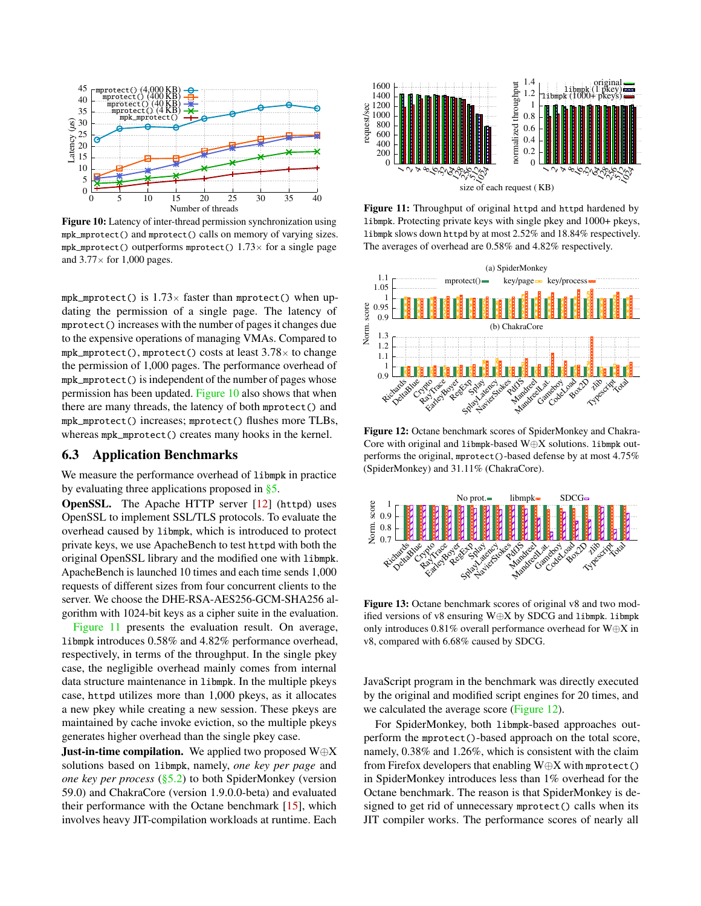Figure 10: Latency of inter-thread permission synchronization using `mpk_mprotect()` and `mprotect()` calls on memory of varying sizes. `mpk_mprotect()` outperforms `mprotect()` 1.73× for a single page and 3.77× for 1,000 pages.

`mpk_mprotect()` is 1.73× faster than `mprotect()` when updating the permission of a single page. The latency of `mprotect()` increases with the number of pages it changes due to the expensive operations of managing VMAs. Compared to `mpk_mprotect()`, `mprotect()` costs at least 3.78× to change the permission of 1,000 pages. The performance overhead of `mpk_mprotect()` is independent of the number of pages whose permission has been updated. Figure 10 also shows that when there are many threads, the latency of both `mprotect()` and `mpk_mprotect()` increases; `mprotect()` flushes more TLBs, whereas `mpk_mprotect()` creates many hooks in the kernel.

## 6.3 Application Benchmarks

We measure the performance overhead of `libmpk` in practice by evaluating three applications proposed in §5.

**OpenSSL.** The Apache HTTP server [12] (`httpd`) uses OpenSSL to implement SSL/TLS protocols. To evaluate the overhead caused by `libmpk`, which is introduced to protect private keys, we use ApacheBench to test `httpd` with both the original OpenSSL library and the modified one with `libmpk`. ApacheBench is launched 10 times and each time sends 1,000 requests of different sizes from four concurrent clients to the server. We choose the DHE-RSA-AES256-GCM-SHA256 algorithm with 1024-bit keys as a cipher suite in the evaluation.

Figure 11 presents the evaluation result. On average, `libmpk` introduces 0.58% and 4.82% performance overhead, respectively, in terms of the throughput. In the single pkey case, the negligible overhead mainly comes from internal data structure maintenance in `libmpk`. In the multiple pkeys case, `httpd` utilizes more than 1,000 pkeys, as it allocates a new pkey while creating a new session. These pkeys are maintained by cache invoke eviction, so the multiple pkeys generates higher overhead than the single pkey case.

**Just-in-time compilation.** We applied two proposed W⊕X solutions based on `libmpk`, namely, *one key per page* and *one key per process* (§5.2) to both SpiderMonkey (version 59.0) and ChakraCore (version 1.9.0.0-beta) and evaluated their performance with the Octane benchmark [15], which involves heavy JIT-compilation workloads at runtime. Each JavaScript program in the benchmark was directly executed by the original and modified script engines for 20 times, and we calculated the average score (Figure 12).

For SpiderMonkey, both `libmpk`-based approaches outperform the `mprotect()`-based approach on the total score, namely, 0.38% and 1.26%, which is consistent with the claim from Firefox developers that enabling W⊕X with `mprotect()` in SpiderMonkey introduces less than 1% overhead for the Octane benchmark. The reason is that SpiderMonkey is designed to get rid of unnecessary `mprotect()` calls when its JIT compiler works. The performance scores of nearly all

Figure 11: Throughput of original `httpd` and `httpd` hardened by `libmpk`. Protecting private keys with single pkey and 1000+ pkeys, `libmpk` slows down `httpd` by at most 2.52% and 18.84% respectively. The averages of overhead are 0.58% and 4.82% respectively.

Figure 12: Octane benchmark scores of SpiderMonkey and ChakraCore with original and `libmpk`-based W⊕X solutions. `libmpk` outperforms the original, `mprotect()`-based defense by at most 4.75% (SpiderMonkey) and 31.11% (ChakraCore).

Figure 13: Octane benchmark scores of original v8 and two modified versions of v8 ensuring W⊕X by SDCG and `libmpk`. `libmpk` only introduces 0.81% overall performance overhead for W⊕X in v8, compared with 6.68% caused by SDCG.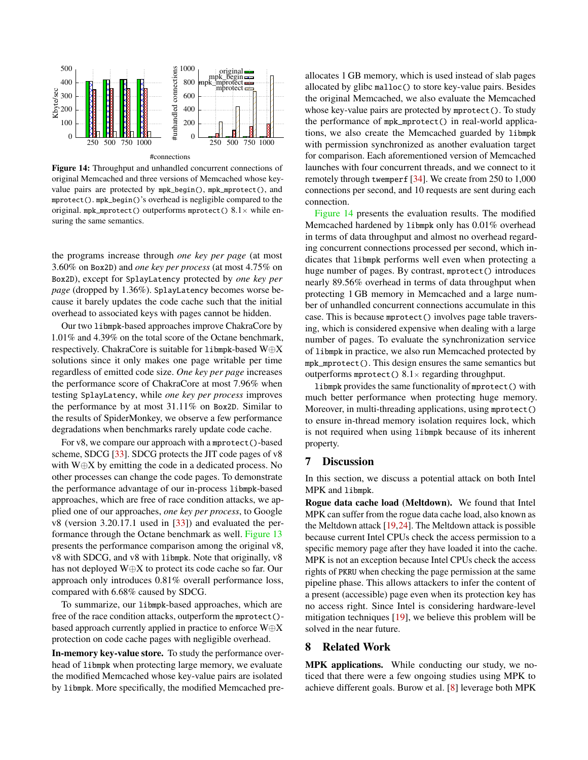**Figure 14:** Throughput and unhandled concurrent connections of original Memcached and three versions of Memcached whose key-value pairs are protected by `mpk_begin()`, `mpk_mprotect()`, and `mprotect()`. `mpk_begin()`'s overhead is negligible compared to the original. `mpk_mprotect()` outperforms `mprotect()` 8.1× while ensuring the same semantics.

the programs increase through *one key per page* (at most 3.60% on `Box2D`) and *one key per process* (at most 4.75% on `Box2D`), except for `SplayLatency` protected by *one key per page* (dropped by 1.36%). `SplayLatency` becomes worse because it barely updates the code cache such that the initial overhead to associated keys with pages cannot be hidden.

Our two `libmpk`-based approaches improve ChakraCore by 1.01% and 4.39% on the total score of the Octane benchmark, respectively. ChakraCore is suitable for `libmpk`-based W⊕X solutions since it only makes one page writable per time regardless of emitted code size. *One key per page* increases the performance score of ChakraCore at most 7.96% when testing `SplayLatency`, while *one key per process* improves the performance by at most 31.11% on `Box2D`. Similar to the results of SpiderMonkey, we observe a few performance degradations when benchmarks rarely update code cache.

For v8, we compare our approach with a `mprotect()`-based scheme, SDCG [33]. SDCG protects the JIT code pages of v8 with W⊕X by emitting the code in a dedicated process. No other processes can change the code pages. To demonstrate the performance advantage of our in-process `libmpk`-based approaches, which are free of race condition attacks, we applied one of our approaches, *one key per process*, to Google v8 (version 3.20.17.1 used in [33]) and evaluated the performance through the Octane benchmark as well. Figure 13 presents the performance comparison among the original v8, v8 with SDCG, and v8 with `libmpk`. Note that originally, v8 has not deployed W⊕X to protect its code cache so far. Our approach only introduces 0.81% overall performance loss, compared with 6.68% caused by SDCG.

To summarize, our `libmpk`-based approaches, which are free of the race condition attacks, outperform the `mprotect()`-based approach currently applied in practice to enforce W⊕X protection on code cache pages with negligible overhead.

**In-memory key-value store.** To study the performance overhead of `libmpk` when protecting large memory, we evaluate the modified Memcached whose key-value pairs are isolated by `libmpk`. More specifically, the modified Memcached preallocates 1 GB memory, which is used instead of slab pages allocated by glibc `malloc()` to store key-value pairs. Besides the original Memcached, we also evaluate the Memcached whose key-value pairs are protected by `mprotect()`. To study the performance of `mpk_mprotect()` in real-world applications, we also create the Memcached guarded by `libmpk` with permission synchronized as another evaluation target for comparison. Each aforementioned version of Memcached launches with four concurrent threads, and we connect to it remotely through `twemperf` [34]. We create from 250 to 1,000 connections per second, and 10 requests are sent during each connection.

Figure 14 presents the evaluation results. The modified Memcached hardened by `libmpk` only has 0.01% overhead in terms of data throughput and almost no overhead regarding concurrent connections processed per second, which indicates that `libmpk` performs well even when protecting a huge number of pages. By contrast, `mprotect()` introduces nearly 89.56% overhead in terms of data throughput when protecting 1 GB memory in Memcached and a large number of unhandled concurrent connections accumulate in this case. This is because `mprotect()` involves page table traversing, which is considered expensive when dealing with a large number of pages. To evaluate the synchronization service of `libmpk` in practice, we also run Memcached protected by `mpk_mprotect()`. This design ensures the same semantics but outperforms `mprotect()` 8.1× regarding throughput.

`libmpk` provides the same functionality of `mprotect()` with much better performance when protecting huge memory. Moreover, in multi-threading applications, using `mprotect()` to ensure in-thread memory isolation requires lock, which is not required when using `libmpk` because of its inherent property.

## 7 Discussion

In this section, we discuss a potential attack on both Intel MPK and `libmpk`.

**Rogue data cache load (Meltdown).** We found that Intel MPK can suffer from the rogue data cache load, also known as the Meltdown attack [19,24]. The Meltdown attack is possible because current Intel CPUs check the access permission to a specific memory page after they have loaded it into the cache. MPK is not an exception because Intel CPUs check the access rights of `PKRU` when checking the page permission at the same pipeline phase. This allows attackers to infer the content of a present (accessible) page even when its protection key has no access right. Since Intel is considering hardware-level mitigation techniques [19], we believe this problem will be solved in the near future.

## 8 Related Work

**MPK applications.** While conducting our study, we noticed that there were a few ongoing studies using MPK to achieve different goals. Burow et al. [8] leverage both MPK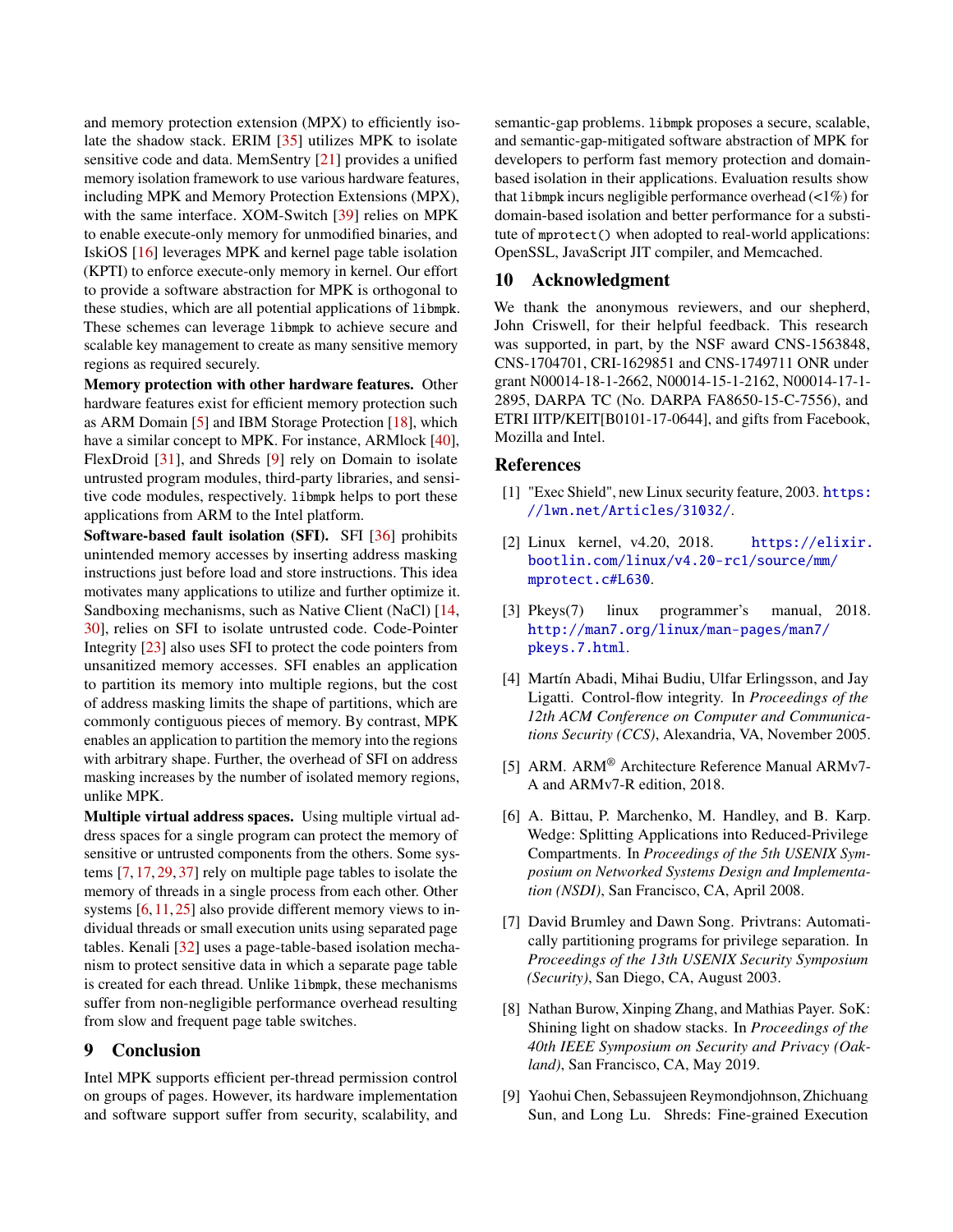and memory protection extension (MPX) to efficiently isolate the shadow stack. ERIM [35] utilizes MPK to isolate sensitive code and data. MemSentry [21] provides a unified memory isolation framework to use various hardware features, including MPK and Memory Protection Extensions (MPX), with the same interface. XOM-Switch [39] relies on MPK to enable execute-only memory for unmodified binaries, and IskiOS [16] leverages MPK and kernel page table isolation (KPTI) to enforce execute-only memory in kernel. Our effort to provide a software abstraction for MPK is orthogonal to these studies, which are all potential applications of `libmpk`. These schemes can leverage `libmpk` to achieve secure and scalable key management to create as many sensitive memory regions as required securely.

**Memory protection with other hardware features.** Other hardware features exist for efficient memory protection such as ARM Domain [5] and IBM Storage Protection [18], which have a similar concept to MPK. For instance, ARMlock [40], FlexDroid [31], and Shreds [9] rely on Domain to isolate untrusted program modules, third-party libraries, and sensitive code modules, respectively. `libmpk` helps to port these applications from ARM to the Intel platform.

**Software-based fault isolation (SFI).** SFI [36] prohibits unintended memory accesses by inserting address masking instructions just before load and store instructions. This idea motivates many applications to utilize and further optimize it. Sandboxing mechanisms, such as Native Client (NaCl) [14, 30], relies on SFI to isolate untrusted code. Code-Pointer Integrity [23] also uses SFI to protect the code pointers from unsanitized memory accesses. SFI enables an application to partition its memory into multiple regions, but the cost of address masking limits the shape of partitions, which are commonly contiguous pieces of memory. By contrast, MPK enables an application to partition the memory into the regions with arbitrary shape. Further, the overhead of SFI on address masking increases by the number of isolated memory regions, unlike MPK.

**Multiple virtual address spaces.** Using multiple virtual address spaces for a single program can protect the memory of sensitive or untrusted components from the others. Some systems [7, 17, 29, 37] rely on multiple page tables to isolate the memory of threads in a single process from each other. Other systems [6, 11, 25] also provide different memory views to individual threads or small execution units using separated page tables. Kenali [32] uses a page-table-based isolation mechanism to protect sensitive data in which a separate page table is created for each thread. Unlike `libmpk`, these mechanisms suffer from non-negligible performance overhead resulting from slow and frequent page table switches.

## 9 Conclusion

Intel MPK supports efficient per-thread permission control on groups of pages. However, its hardware implementation and software support suffer from security, scalability, and semantic-gap problems. `libmpk` proposes a secure, scalable, and semantic-gap-mitigated software abstraction of MPK for developers to perform fast memory protection and domain-based isolation in their applications. Evaluation results show that `libmpk` incurs negligible performance overhead (<1%) for domain-based isolation and better performance for a substitute of `mprotect()` when adopted to real-world applications: OpenSSL, JavaScript JIT compiler, and Memcached.

## 10 Acknowledgment

We thank the anonymous reviewers, and our shepherd, John Criswell, for their helpful feedback. This research was supported, in part, by the NSF award CNS-1563848, CNS-1704701, CRI-1629851 and CNS-1749711 ONR under grant N00014-18-1-2662, N00014-15-1-2162, N00014-17-1-2895, DARPA TC (No. DARPA FA8650-15-C-7556), and ETRI IITP/KEIT[B0101-17-0644], and gifts from Facebook, Mozilla and Intel.

## References

[1] "Exec Shield", new Linux security feature, 2003. https://lwn.net/Articles/31032/.

[2] Linux kernel, v4.20, 2018. https://elixir.bootlin.com/linux/v4.20-rc1/source/mm/mprotect.c#L630.

[3] Pkeys(7) linux programmer's manual, 2018. http://man7.org/linux/man-pages/man7/pkeys.7.html.

[4] Martín Abadi, Mihai Budiu, Ulfar Erlingsson, and Jay Ligatti. Control-flow integrity. In *Proceedings of the 12th ACM Conference on Computer and Communications Security (CCS)*, Alexandria, VA, November 2005.

[5] ARM. ARM® Architecture Reference Manual ARMv7-A and ARMv7-R edition, 2018.

[6] A. Bittau, P. Marchenko, M. Handley, and B. Karp. Wedge: Splitting Applications into Reduced-Privilege Compartments. In *Proceedings of the 5th USENIX Symposium on Networked Systems Design and Implementation (NSDI)*, San Francisco, CA, April 2008.

[7] David Brumley and Dawn Song. Privtrans: Automatically partitioning programs for privilege separation. In *Proceedings of the 13th USENIX Security Symposium (Security)*, San Diego, CA, August 2003.

[8] Nathan Burow, Xinping Zhang, and Mathias Payer. SoK: Shining light on shadow stacks. In *Proceedings of the 40th IEEE Symposium on Security and Privacy (Oakland)*, San Francisco, CA, May 2019.

[9] Yaohui Chen, Sebassujeen Reymondjohnson, Zhichuang Sun, and Long Lu. Shreds: Fine-grained Execution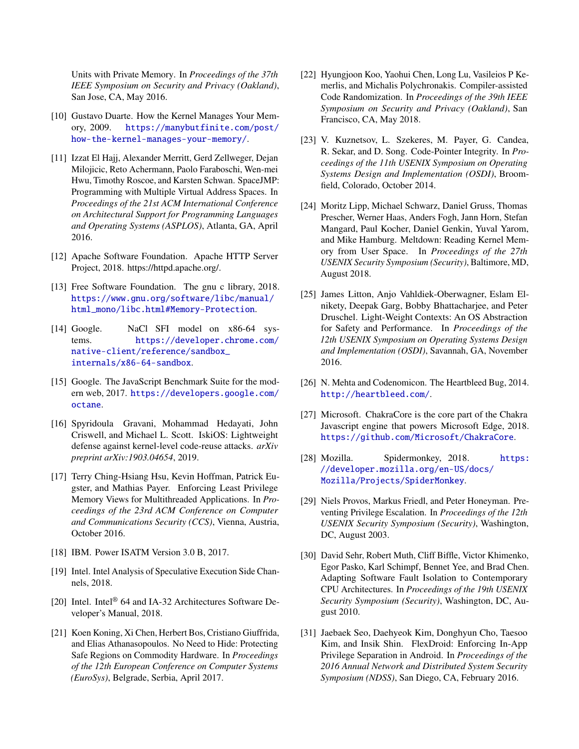Units with Private Memory. In *Proceedings of the 37th IEEE Symposium on Security and Privacy (Oakland)*, San Jose, CA, May 2016.

[10] Gustavo Duarte. How the Kernel Manages Your Memory, 2009. https://manybutfinite.com/post/how-the-kernel-manages-your-memory/.

[11] Izzat El Hajj, Alexander Merritt, Gerd Zellweger, Dejan Milojicic, Reto Achermann, Paolo Faraboschi, Wen-mei Hwu, Timothy Roscoe, and Karsten Schwan. SpaceJMP: Programming with Multiple Virtual Address Spaces. In *Proceedings of the 21st ACM International Conference on Architectural Support for Programming Languages and Operating Systems (ASPLOS)*, Atlanta, GA, April 2016.

[12] Apache Software Foundation. Apache HTTP Server Project, 2018. https://httpd.apache.org/.

[13] Free Software Foundation. The gnu c library, 2018. https://www.gnu.org/software/libc/manual/html_mono/libc.html#Memory-Protection.

[14] Google. NaCl SFI model on x86-64 systems. https://developer.chrome.com/native-client/reference/sandbox_internals/x86-64-sandbox.

[15] Google. The JavaScript Benchmark Suite for the modern web, 2017. https://developers.google.com/octane.

[16] Spyridoula Gravani, Mohammad Hedayati, John Criswell, and Michael L. Scott. IskiOS: Lightweight defense against kernel-level code-reuse attacks. *arXiv preprint arXiv:1903.04654*, 2019.

[17] Terry Ching-Hsiang Hsu, Kevin Hoffman, Patrick Eugster, and Mathias Payer. Enforcing Least Privilege Memory Views for Multithreaded Applications. In *Proceedings of the 23rd ACM Conference on Computer and Communications Security (CCS)*, Vienna, Austria, October 2016.

[18] IBM. Power ISATM Version 3.0 B, 2017.

[19] Intel. Intel Analysis of Speculative Execution Side Channels, 2018.

[20] Intel. Intel® 64 and IA-32 Architectures Software Developer's Manual, 2018.

[21] Koen Koning, Xi Chen, Herbert Bos, Cristiano Giuffrida, and Elias Athanasopoulos. No Need to Hide: Protecting Safe Regions on Commodity Hardware. In *Proceedings of the 12th European Conference on Computer Systems (EuroSys)*, Belgrade, Serbia, April 2017.

[22] Hyungjoon Koo, Yaohui Chen, Long Lu, Vasileios P Kemerlis, and Michalis Polychronakis. Compiler-assisted Code Randomization. In *Proceedings of the 39th IEEE Symposium on Security and Privacy (Oakland)*, San Francisco, CA, May 2018.

[23] V. Kuznetsov, L. Szekeres, M. Payer, G. Candea, R. Sekar, and D. Song. Code-Pointer Integrity. In *Proceedings of the 11th USENIX Symposium on Operating Systems Design and Implementation (OSDI)*, Broomfield, Colorado, October 2014.

[24] Moritz Lipp, Michael Schwarz, Daniel Gruss, Thomas Prescher, Werner Haas, Anders Fogh, Jann Horn, Stefan Mangard, Paul Kocher, Daniel Genkin, Yuval Yarom, and Mike Hamburg. Meltdown: Reading Kernel Memory from User Space. In *Proceedings of the 27th USENIX Security Symposium (Security)*, Baltimore, MD, August 2018.

[25] James Litton, Anjo Vahldiek-Oberwagner, Eslam Elnikety, Deepak Garg, Bobby Bhattacharjee, and Peter Druschel. Light-Weight Contexts: An OS Abstraction for Safety and Performance. In *Proceedings of the 12th USENIX Symposium on Operating Systems Design and Implementation (OSDI)*, Savannah, GA, November 2016.

[26] N. Mehta and Codenomicon. The Heartbleed Bug, 2014. http://heartbleed.com/.

[27] Microsoft. ChakraCore is the core part of the Chakra Javascript engine that powers Microsoft Edge, 2018. https://github.com/Microsoft/ChakraCore.

[28] Mozilla. Spidermonkey, 2018. https://developer.mozilla.org/en-US/docs/Mozilla/Projects/SpiderMonkey.

[29] Niels Provos, Markus Friedl, and Peter Honeyman. Preventing Privilege Escalation. In *Proceedings of the 12th USENIX Security Symposium (Security)*, Washington, DC, August 2003.

[30] David Sehr, Robert Muth, Cliff Biffle, Victor Khimenko, Egor Pasko, Karl Schimpf, Bennet Yee, and Brad Chen. Adapting Software Fault Isolation to Contemporary CPU Architectures. In *Proceedings of the 19th USENIX Security Symposium (Security)*, Washington, DC, August 2010.

[31] Jaebaek Seo, Daehyeok Kim, Donghyun Cho, Taesoo Kim, and Insik Shin. FlexDroid: Enforcing In-App Privilege Separation in Android. In *Proceedings of the 2016 Annual Network and Distributed System Security Symposium (NDSS)*, San Diego, CA, February 2016.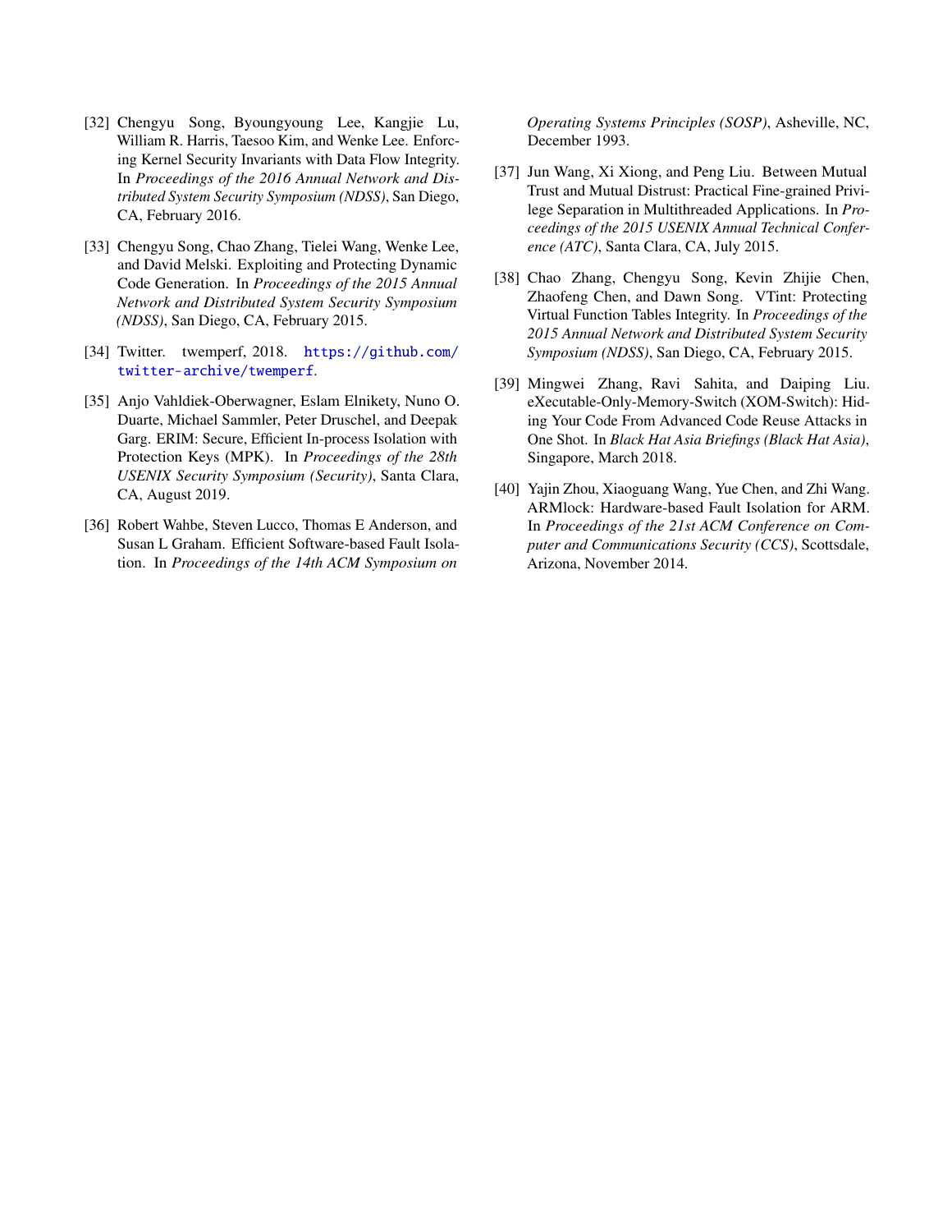[32] Chengyu Song, Byoungyoung Lee, Kangjie Lu, William R. Harris, Taesoo Kim, and Wenke Lee. Enforcing Kernel Security Invariants with Data Flow Integrity. In *Proceedings of the 2016 Annual Network and Distributed System Security Symposium (NDSS)*, San Diego, CA, February 2016.

[33] Chengyu Song, Chao Zhang, Tielei Wang, Wenke Lee, and David Melski. Exploiting and Protecting Dynamic Code Generation. In *Proceedings of the 2015 Annual Network and Distributed System Security Symposium (NDSS)*, San Diego, CA, February 2015.

[34] Twitter. twemperf, 2018. https://github.com/twitter-archive/twemperf.

[35] Anjo Vahldiek-Oberwagner, Eslam Elnikety, Nuno O. Duarte, Michael Sammler, Peter Druschel, and Deepak Garg. ERIM: Secure, Efficient In-process Isolation with Protection Keys (MPK). In *Proceedings of the 28th USENIX Security Symposium (Security)*, Santa Clara, CA, August 2019.

[36] Robert Wahbe, Steven Lucco, Thomas E Anderson, and Susan L Graham. Efficient Software-based Fault Isolation. In *Proceedings of the 14th ACM Symposium on Operating Systems Principles (SOSP)*, Asheville, NC, December 1993.

[37] Jun Wang, Xi Xiong, and Peng Liu. Between Mutual Trust and Mutual Distrust: Practical Fine-grained Privilege Separation in Multithreaded Applications. In *Proceedings of the 2015 USENIX Annual Technical Conference (ATC)*, Santa Clara, CA, July 2015.

[38] Chao Zhang, Chengyu Song, Kevin Zhijie Chen, Zhaofeng Chen, and Dawn Song. VTint: Protecting Virtual Function Tables Integrity. In *Proceedings of the 2015 Annual Network and Distributed System Security Symposium (NDSS)*, San Diego, CA, February 2015.

[39] Mingwei Zhang, Ravi Sahita, and Daiping Liu. eXecutable-Only-Memory-Switch (XOM-Switch): Hiding Your Code From Advanced Code Reuse Attacks in One Shot. In *Black Hat Asia Briefings (Black Hat Asia)*, Singapore, March 2018.

[40] Yajin Zhou, Xiaoguang Wang, Yue Chen, and Zhi Wang. ARMlock: Hardware-based Fault Isolation for ARM. In *Proceedings of the 21st ACM Conference on Computer and Communications Security (CCS)*, Scottsdale, Arizona, November 2014.